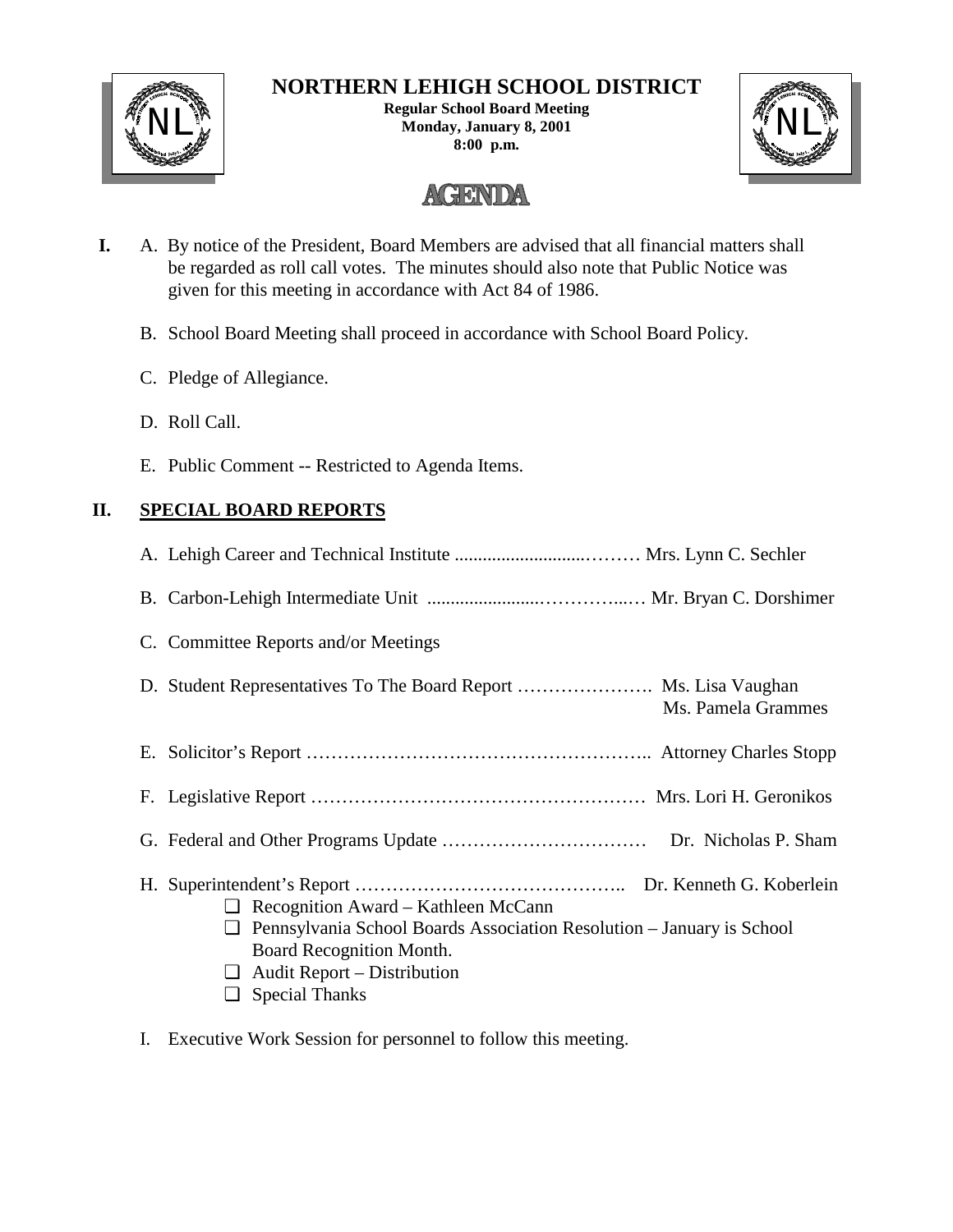# NORTHERN LEHIGH SCHOOL DISTRICT

**Regular School Board Meeting**
**Monday, January 8, 2001**
**8:00 p.m.**

## AGENDA

**I.** A. By notice of the President, Board Members are advised that all financial matters shall be regarded as roll call votes. The minutes should also note that Public Notice was given for this meeting in accordance with Act 84 of 1986.

B. School Board Meeting shall proceed in accordance with School Board Policy.

C. Pledge of Allegiance.

D. Roll Call.

E. Public Comment -- Restricted to Agenda Items.

**II.** **SPECIAL BOARD REPORTS**

A. Lehigh Career and Technical Institute ...................................……… Mrs. Lynn C. Sechler

B. Carbon-Lehigh Intermediate Unit ........................…………...… Mr. Bryan C. Dorshimer

C. Committee Reports and/or Meetings

D. Student Representatives To The Board Report …………………. Ms. Lisa Vaughan
Ms. Pamela Grammes

E. Solicitor's Report …………………………………………….. Attorney Charles Stopp

F. Legislative Report …………………………………………… Mrs. Lori H. Geronikos

G. Federal and Other Programs Update …………………………… Dr. Nicholas P. Sham

H. Superintendent's Report …………………………………….. Dr. Kenneth G. Koberlein

- ❑ Recognition Award – Kathleen McCann
- ❑ Pennsylvania School Boards Association Resolution – January is School Board Recognition Month.
- ❑ Audit Report – Distribution
- ❑ Special Thanks

I. Executive Work Session for personnel to follow this meeting.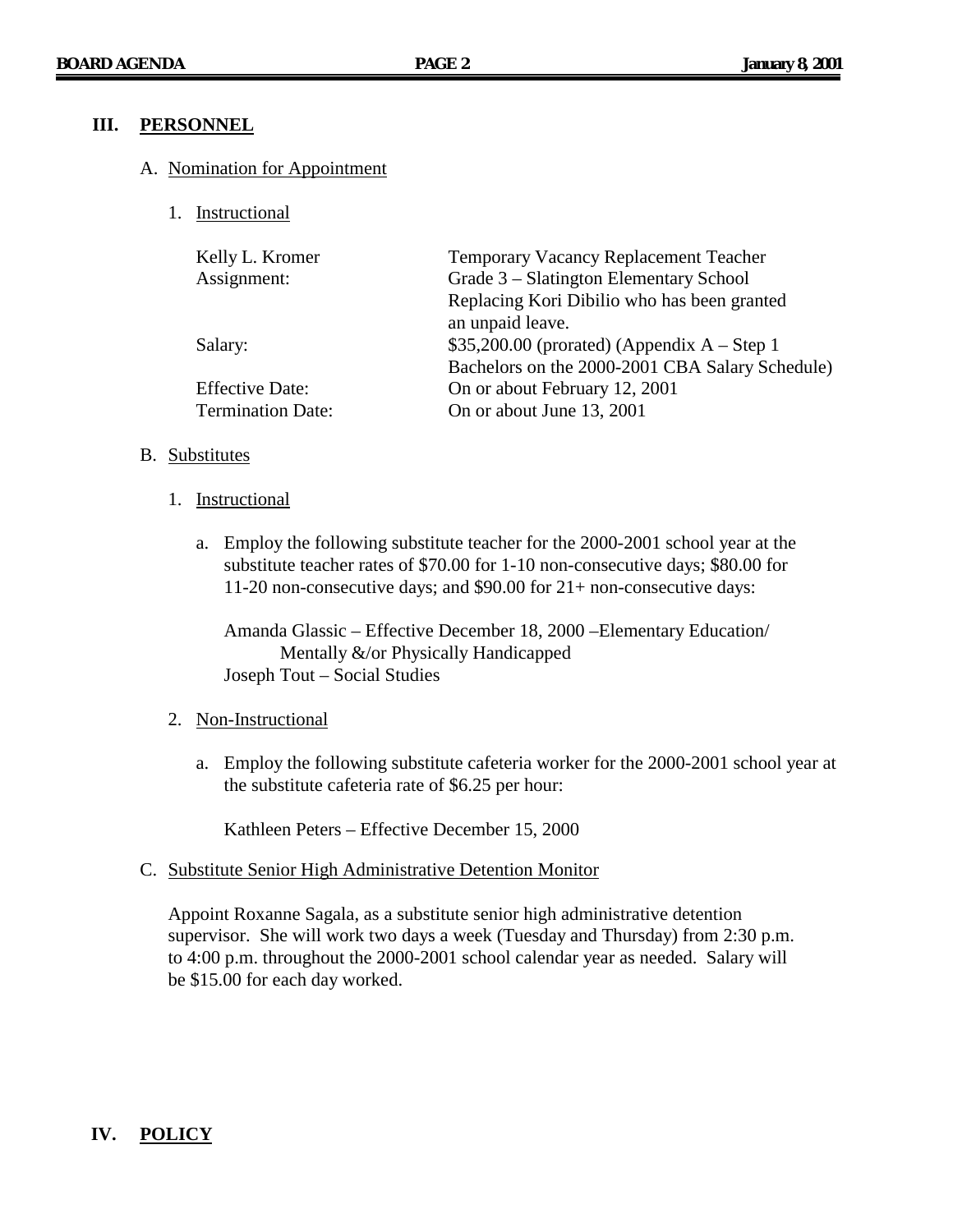## III. PERSONNEL

A. Nomination for Appointment

1. Instructional

| | |
|---|---|
| Kelly L. Kromer | Temporary Vacancy Replacement Teacher |
| Assignment: | Grade 3 – Slatington Elementary School Replacing Kori Dibilio who has been granted an unpaid leave. |
| Salary: | $35,200.00 (prorated) (Appendix A – Step 1 Bachelors on the 2000-2001 CBA Salary Schedule) |
| Effective Date: | On or about February 12, 2001 |
| Termination Date: | On or about June 13, 2001 |

B. Substitutes

1. Instructional

a. Employ the following substitute teacher for the 2000-2001 school year at the substitute teacher rates of $70.00 for 1-10 non-consecutive days; $80.00 for 11-20 non-consecutive days; and $90.00 for 21+ non-consecutive days:

Amanda Glassic – Effective December 18, 2000 –Elementary Education/ Mentally &/or Physically Handicapped
Joseph Tout – Social Studies

2. Non-Instructional

a. Employ the following substitute cafeteria worker for the 2000-2001 school year at the substitute cafeteria rate of $6.25 per hour:

Kathleen Peters – Effective December 15, 2000

C. Substitute Senior High Administrative Detention Monitor

Appoint Roxanne Sagala, as a substitute senior high administrative detention supervisor. She will work two days a week (Tuesday and Thursday) from 2:30 p.m. to 4:00 p.m. throughout the 2000-2001 school calendar year as needed. Salary will be $15.00 for each day worked.

## IV. POLICY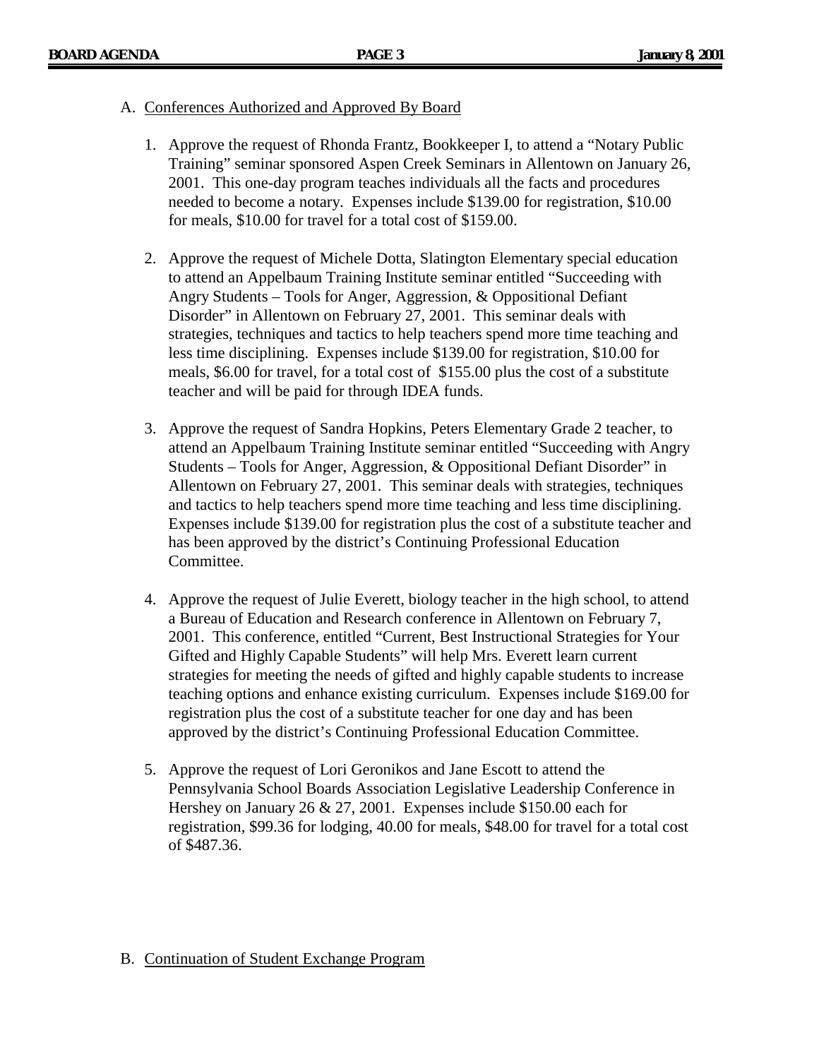A. Conferences Authorized and Approved By Board

1. Approve the request of Rhonda Frantz, Bookkeeper I, to attend a "Notary Public Training" seminar sponsored Aspen Creek Seminars in Allentown on January 26, 2001. This one-day program teaches individuals all the facts and procedures needed to become a notary. Expenses include $139.00 for registration, $10.00 for meals, $10.00 for travel for a total cost of $159.00.

2. Approve the request of Michele Dotta, Slatington Elementary special education to attend an Appelbaum Training Institute seminar entitled "Succeeding with Angry Students – Tools for Anger, Aggression, & Oppositional Defiant Disorder" in Allentown on February 27, 2001. This seminar deals with strategies, techniques and tactics to help teachers spend more time teaching and less time disciplining. Expenses include $139.00 for registration, $10.00 for meals, $6.00 for travel, for a total cost of $155.00 plus the cost of a substitute teacher and will be paid for through IDEA funds.

3. Approve the request of Sandra Hopkins, Peters Elementary Grade 2 teacher, to attend an Appelbaum Training Institute seminar entitled "Succeeding with Angry Students – Tools for Anger, Aggression, & Oppositional Defiant Disorder" in Allentown on February 27, 2001. This seminar deals with strategies, techniques and tactics to help teachers spend more time teaching and less time disciplining. Expenses include $139.00 for registration plus the cost of a substitute teacher and has been approved by the district's Continuing Professional Education Committee.

4. Approve the request of Julie Everett, biology teacher in the high school, to attend a Bureau of Education and Research conference in Allentown on February 7, 2001. This conference, entitled "Current, Best Instructional Strategies for Your Gifted and Highly Capable Students" will help Mrs. Everett learn current strategies for meeting the needs of gifted and highly capable students to increase teaching options and enhance existing curriculum. Expenses include $169.00 for registration plus the cost of a substitute teacher for one day and has been approved by the district's Continuing Professional Education Committee.

5. Approve the request of Lori Geronikos and Jane Escott to attend the Pennsylvania School Boards Association Legislative Leadership Conference in Hershey on January 26 & 27, 2001. Expenses include $150.00 each for registration, $99.36 for lodging, 40.00 for meals, $48.00 for travel for a total cost of $487.36.

B. Continuation of Student Exchange Program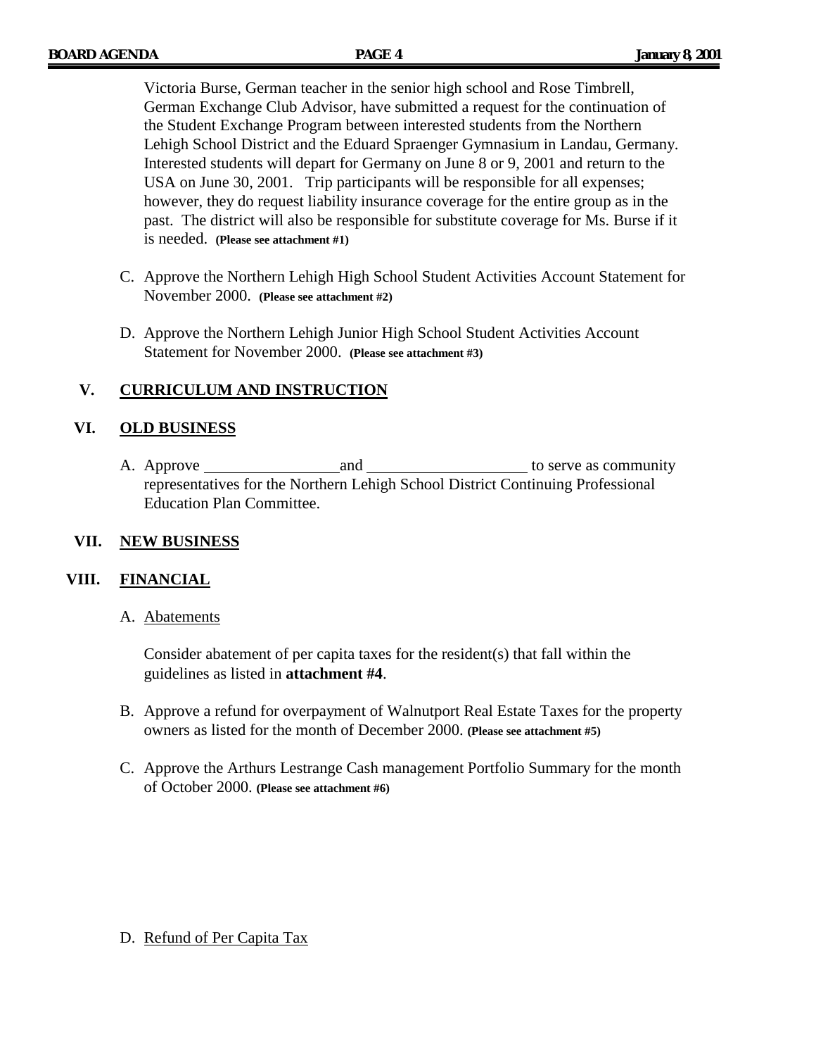Victoria Burse, German teacher in the senior high school and Rose Timbrell, German Exchange Club Advisor, have submitted a request for the continuation of the Student Exchange Program between interested students from the Northern Lehigh School District and the Eduard Spraenger Gymnasium in Landau, Germany. Interested students will depart for Germany on June 8 or 9, 2001 and return to the USA on June 30, 2001. Trip participants will be responsible for all expenses; however, they do request liability insurance coverage for the entire group as in the past. The district will also be responsible for substitute coverage for Ms. Burse if it is needed. **(Please see attachment #1)**

C. Approve the Northern Lehigh High School Student Activities Account Statement for November 2000. **(Please see attachment #2)**

D. Approve the Northern Lehigh Junior High School Student Activities Account Statement for November 2000. **(Please see attachment #3)**

## V. CURRICULUM AND INSTRUCTION

## VI. OLD BUSINESS

A. Approve _________________ and ____________________ to serve as community representatives for the Northern Lehigh School District Continuing Professional Education Plan Committee.

## VII. NEW BUSINESS

## VIII. FINANCIAL

A. Abatements

Consider abatement of per capita taxes for the resident(s) that fall within the guidelines as listed in **attachment #4**.

B. Approve a refund for overpayment of Walnutport Real Estate Taxes for the property owners as listed for the month of December 2000. **(Please see attachment #5)**

C. Approve the Arthurs Lestrange Cash management Portfolio Summary for the month of October 2000. **(Please see attachment #6)**

D. Refund of Per Capita Tax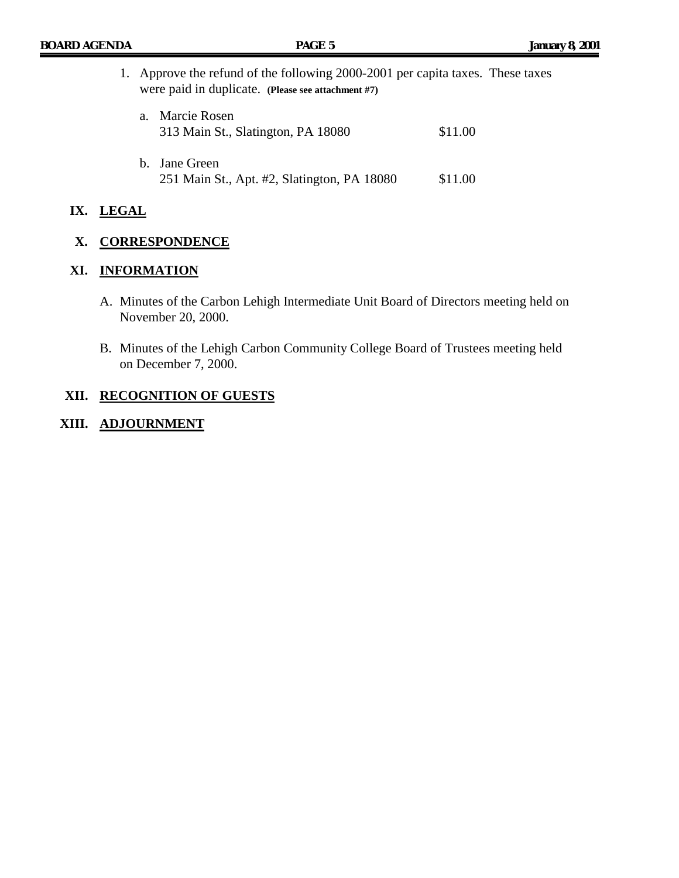1. Approve the refund of the following 2000-2001 per capita taxes. These taxes were paid in duplicate. **(Please see attachment #7)**

   a. Marcie Rosen
      313 Main St., Slatington, PA 18080 $11.00

   b. Jane Green
      251 Main St., Apt. #2, Slatington, PA 18080 $11.00

## IX. LEGAL

## X. CORRESPONDENCE

## XI. INFORMATION

A. Minutes of the Carbon Lehigh Intermediate Unit Board of Directors meeting held on November 20, 2000.

B. Minutes of the Lehigh Carbon Community College Board of Trustees meeting held on December 7, 2000.

## XII. RECOGNITION OF GUESTS

## XIII. ADJOURNMENT